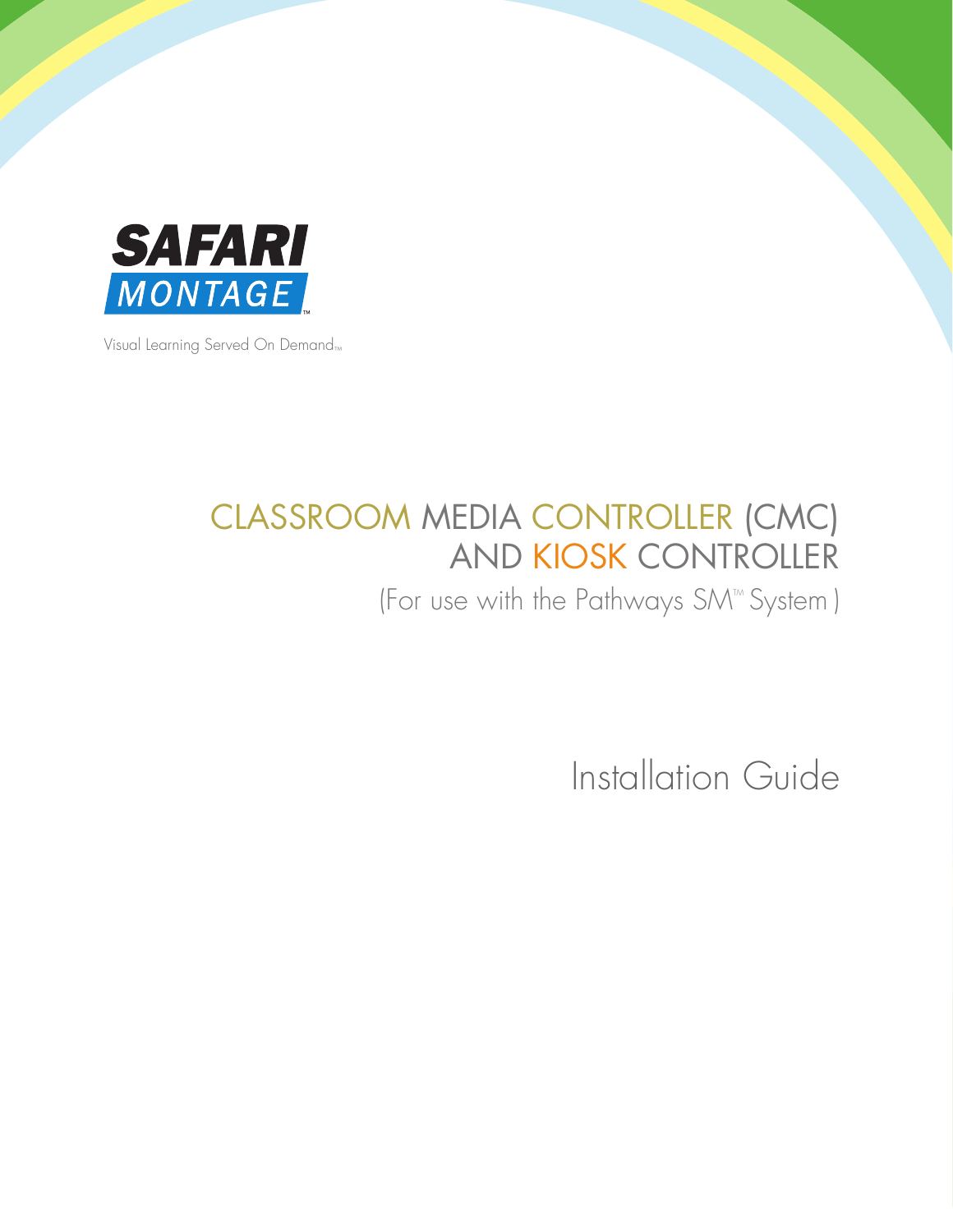SAFARI MONTAGE™

Visual Learning Served On Demand™

# CLASSROOM MEDIA CONTROLLER (CMC) AND KIOSK CONTROLLER

(For use with the Pathways SM™ System )

## Installation Guide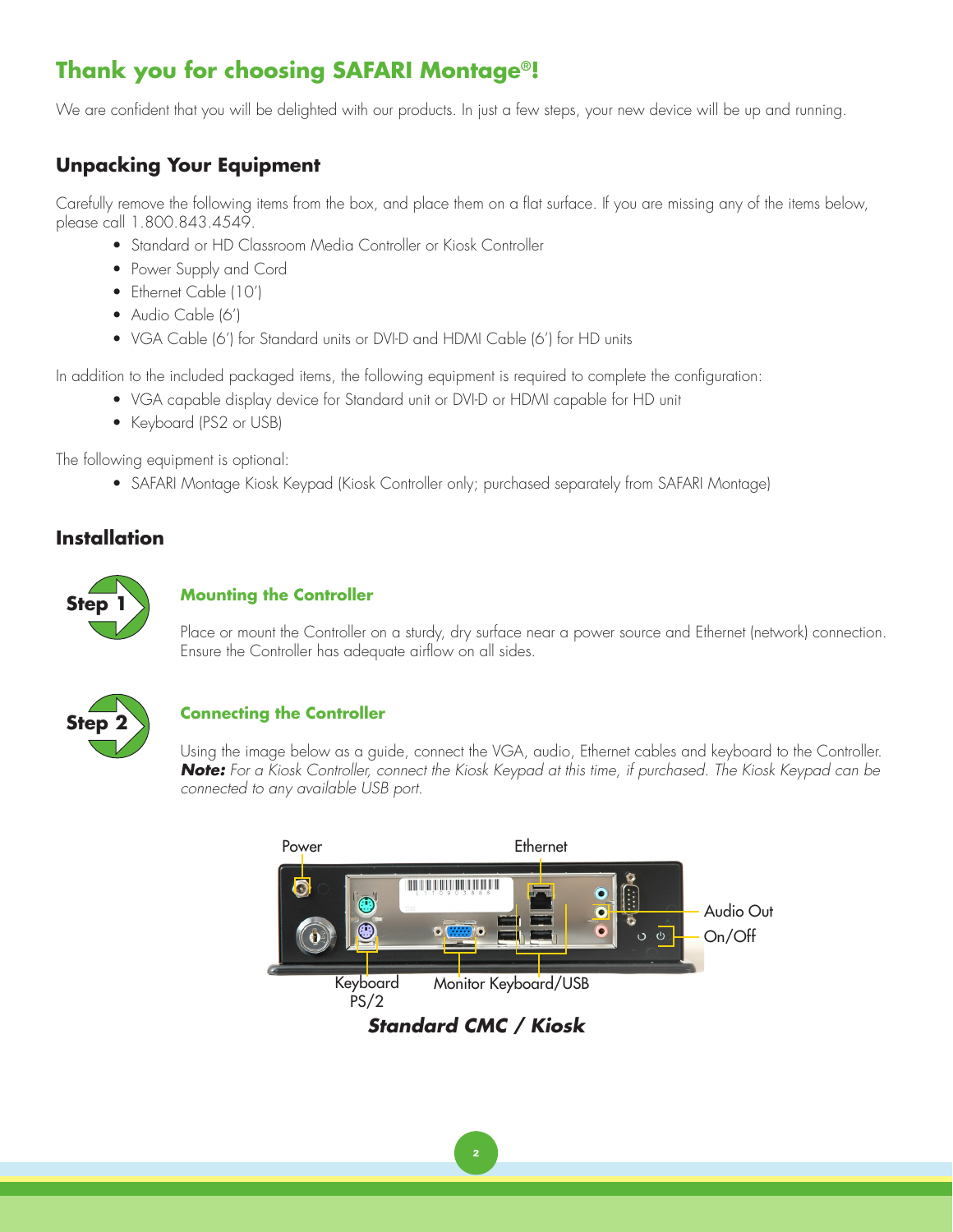# Thank you for choosing SAFARI Montage®!

We are confident that you will be delighted with our products. In just a few steps, your new device will be up and running.

## Unpacking Your Equipment

Carefully remove the following items from the box, and place them on a flat surface. If you are missing any of the items below, please call 1.800.843.4549.

- Standard or HD Classroom Media Controller or Kiosk Controller
- Power Supply and Cord
- Ethernet Cable (10')
- Audio Cable (6')
- VGA Cable (6') for Standard units or DVI-D and HDMI Cable (6') for HD units

In addition to the included packaged items, the following equipment is required to complete the configuration:

- VGA capable display device for Standard unit or DVI-D or HDMI capable for HD unit
- Keyboard (PS2 or USB)

The following equipment is optional:

- SAFARI Montage Kiosk Keypad (Kiosk Controller only; purchased separately from SAFARI Montage)

## Installation

**Step 1**

### Mounting the Controller

Place or mount the Controller on a sturdy, dry surface near a power source and Ethernet (network) connection. Ensure the Controller has adequate airflow on all sides.

**Step 2**

### Connecting the Controller

Using the image below as a guide, connect the VGA, audio, Ethernet cables and keyboard to the Controller. ***Note:*** *For a Kiosk Controller, connect the Kiosk Keypad at this time, if purchased. The Kiosk Keypad can be connected to any available USB port.*

Power

Ethernet

Audio Out

On/Off

Keyboard PS/2

Monitor

Keyboard/USB

***Standard CMC / Kiosk***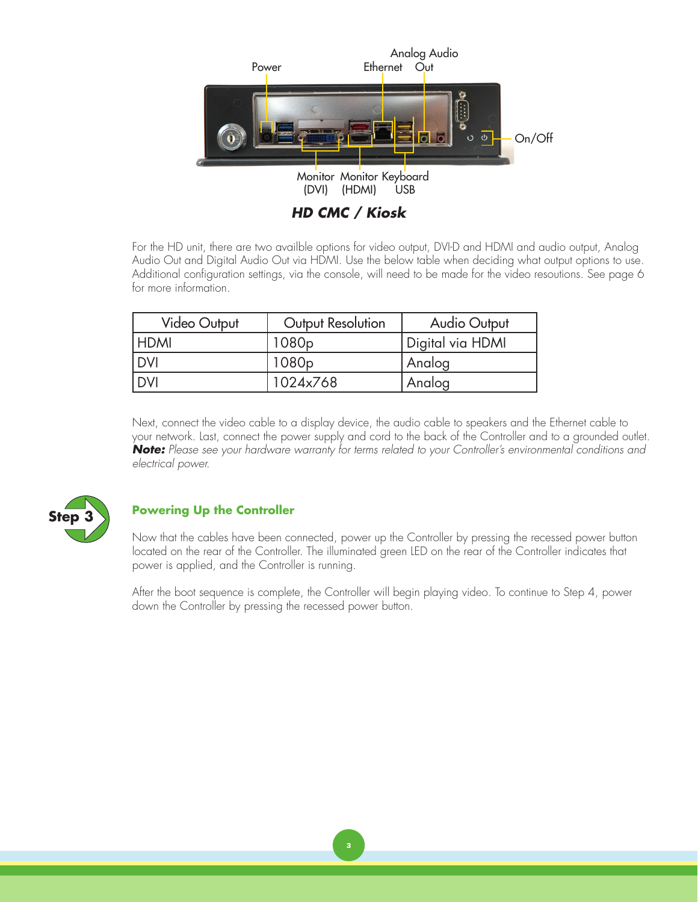Power | Ethernet | Analog Audio Out | On/Off | Monitor (DVI) | Monitor (HDMI) | Keyboard USB

***HD CMC / Kiosk***

For the HD unit, there are two availble options for video output, DVI-D and HDMI and audio output, Analog Audio Out and Digital Audio Out via HDMI. Use the below table when deciding what output options to use. Additional configuration settings, via the console, will need to be made for the video resoutions. See page 6 for more information.

| Video Output | Output Resolution | Audio Output |
|---|---|---|
| HDMI | 1080p | Digital via HDMI |
| DVI | 1080p | Analog |
| DVI | 1024x768 | Analog |

Next, connect the video cable to a display device, the audio cable to speakers and the Ethernet cable to your network. Last, connect the power supply and cord to the back of the Controller and to a grounded outlet. ***Note:*** *Please see your hardware warranty for terms related to your Controller's environmental conditions and electrical power.*

**Step 3**

## Powering Up the Controller

Now that the cables have been connected, power up the Controller by pressing the recessed power button located on the rear of the Controller. The illuminated green LED on the rear of the Controller indicates that power is applied, and the Controller is running.

After the boot sequence is complete, the Controller will begin playing video. To continue to Step 4, power down the Controller by pressing the recessed power button.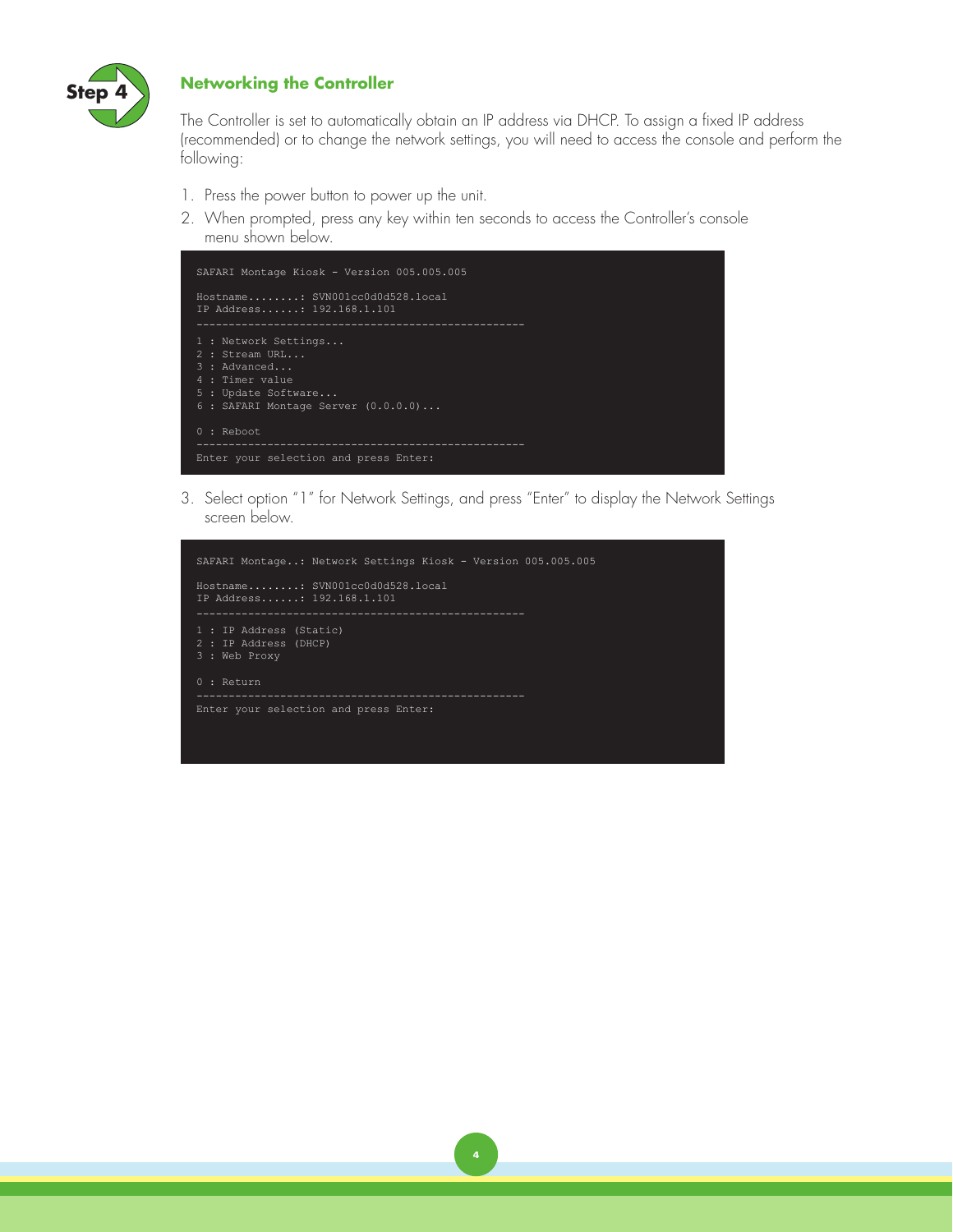## Step 4

### Networking the Controller

The Controller is set to automatically obtain an IP address via DHCP. To assign a fixed IP address (recommended) or to change the network settings, you will need to access the console and perform the following:

1. Press the power button to power up the unit.
2. When prompted, press any key within ten seconds to access the Controller's console menu shown below.

```
SAFARI Montage Kiosk - Version 005.005.005

Hostname........: SVN001cc0d0d528.local
IP Address......: 192.168.1.101
--------------------------------------------------
1 : Network Settings...
2 : Stream URL...
3 : Advanced...
4 : Timer value
5 : Update Software...
6 : SAFARI Montage Server (0.0.0.0)...

0 : Reboot
--------------------------------------------------
Enter your selection and press Enter:
```

3. Select option "1" for Network Settings, and press "Enter" to display the Network Settings screen below.

```
SAFARI Montage..: Network Settings Kiosk - Version 005.005.005

Hostname........: SVN001cc0d0d528.local
IP Address......: 192.168.1.101
--------------------------------------------------
1 : IP Address (Static)
2 : IP Address (DHCP)
3 : Web Proxy

0 : Return
--------------------------------------------------
Enter your selection and press Enter:
```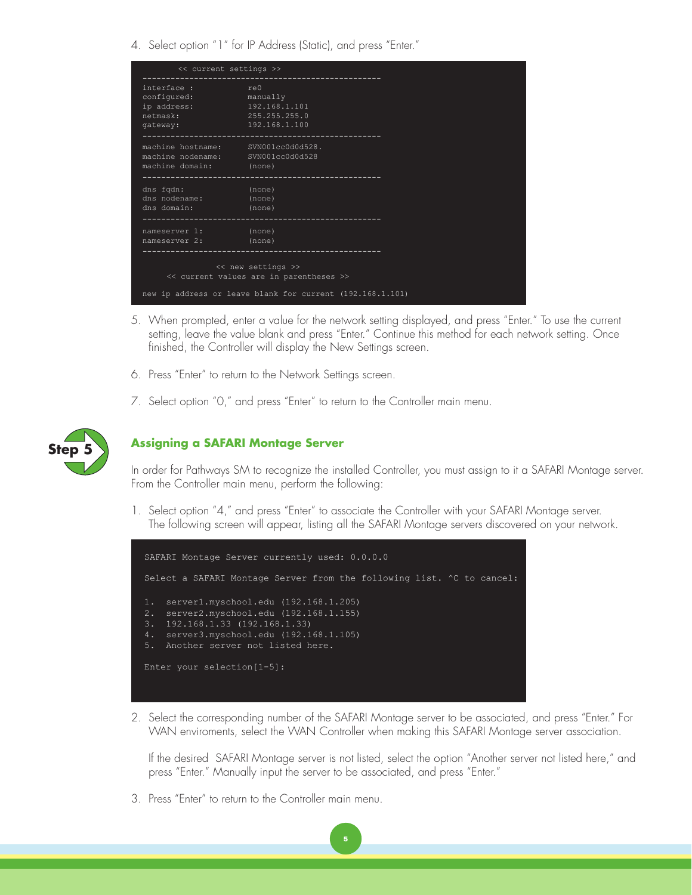4. Select option "1" for IP Address (Static), and press "Enter."

```
        << current settings >>
--------------------------------------------------
interface :             re0
configured:             manually
ip address:             192.168.1.101
netmask:                255.255.255.0
gateway:                192.168.1.100
--------------------------------------------------
machine hostname:       SVN001cc0d0d528.
machine nodename:       SVN001cc0d0d528
machine domain:         (none)
--------------------------------------------------
dns fqdn:               (none)
dns nodename:           (none)
dns domain:             (none)
--------------------------------------------------
nameserver 1:           (none)
nameserver 2:           (none)
--------------------------------------------------

               << new settings >>
     << current values are in parentheses >>

new ip address or leave blank for current (192.168.1.101)
```

5. When prompted, enter a value for the network setting displayed, and press "Enter." To use the current setting, leave the value blank and press "Enter." Continue this method for each network setting. Once finished, the Controller will display the New Settings screen.

6. Press "Enter" to return to the Network Settings screen.

7. Select option "0," and press "Enter" to return to the Controller main menu.

**Step 5**

## Assigning a SAFARI Montage Server

In order for Pathways SM to recognize the installed Controller, you must assign to it a SAFARI Montage server. From the Controller main menu, perform the following:

1. Select option "4," and press "Enter" to associate the Controller with your SAFARI Montage server. The following screen will appear, listing all the SAFARI Montage servers discovered on your network.

```
SAFARI Montage Server currently used: 0.0.0.0

Select a SAFARI Montage Server from the following list. ^C to cancel:

1.  server1.myschool.edu (192.168.1.205)
2.  server2.myschool.edu (192.168.1.155)
3.  192.168.1.33 (192.168.1.33)
4.  server3.myschool.edu (192.168.1.105)
5.  Another server not listed here.

Enter your selection[1-5]:
```

2. Select the corresponding number of the SAFARI Montage server to be associated, and press "Enter." For WAN enviroments, select the WAN Controller when making this SAFARI Montage server association.

   If the desired SAFARI Montage server is not listed, select the option "Another server not listed here," and press "Enter." Manually input the server to be associated, and press "Enter."

3. Press "Enter" to return to the Controller main menu.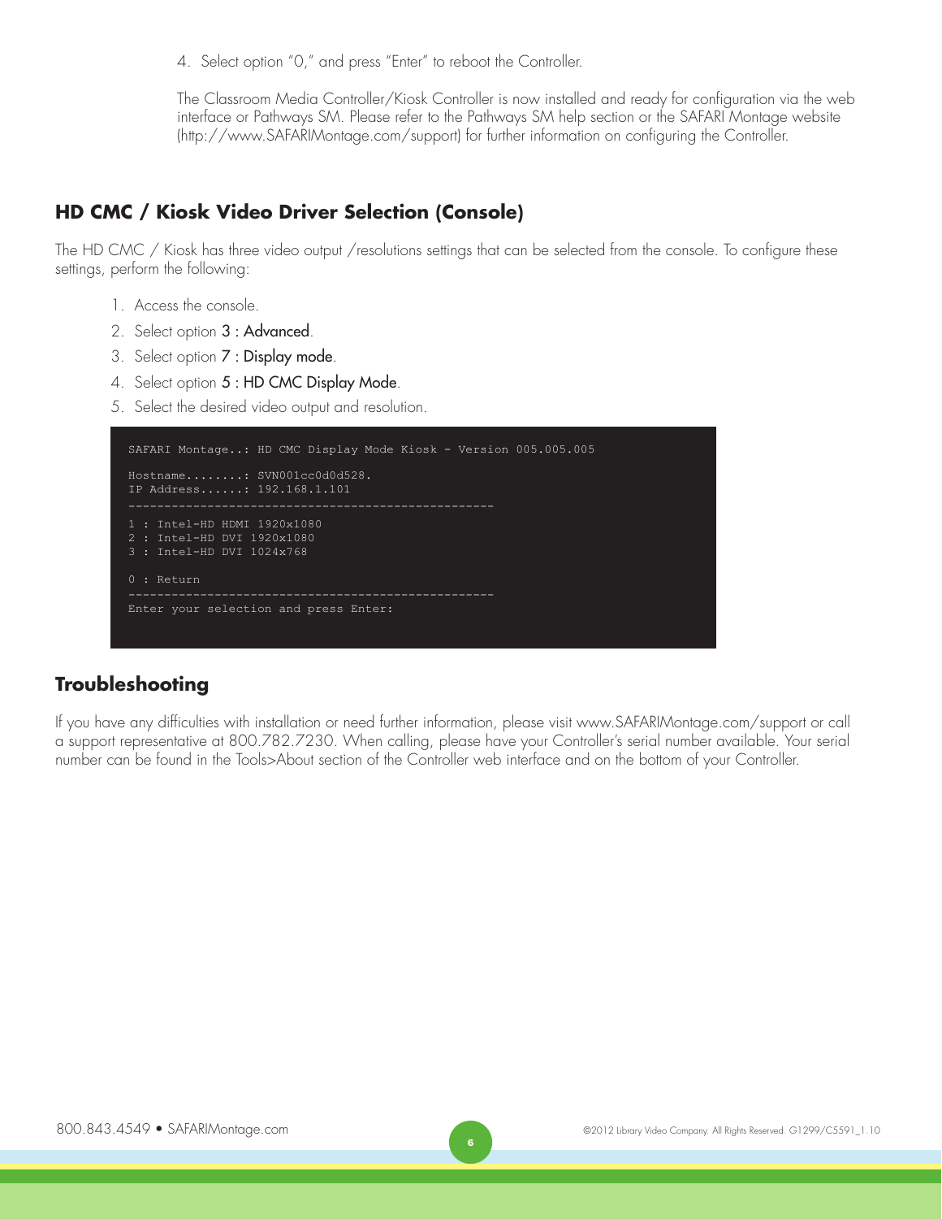4. Select option "0," and press "Enter" to reboot the Controller.

The Classroom Media Controller/Kiosk Controller is now installed and ready for configuration via the web interface or Pathways SM. Please refer to the Pathways SM help section or the SAFARI Montage website (http://www.SAFARIMontage.com/support) for further information on configuring the Controller.

## HD CMC / Kiosk Video Driver Selection (Console)

The HD CMC / Kiosk has three video output /resolutions settings that can be selected from the console. To configure these settings, perform the following:

1. Access the console.
2. Select option 3 : Advanced.
3. Select option 7 : Display mode.
4. Select option 5 : HD CMC Display Mode.
5. Select the desired video output and resolution.

```
SAFARI Montage..: HD CMC Display Mode Kiosk - Version 005.005.005

Hostname........: SVN001cc0d0d528.
IP Address......: 192.168.1.101
--------------------------------------------------
1 : Intel-HD HDMI 1920x1080
2 : Intel-HD DVI 1920x1080
3 : Intel-HD DVI 1024x768

0 : Return
--------------------------------------------------
Enter your selection and press Enter:
```

## Troubleshooting

If you have any difficulties with installation or need further information, please visit www.SAFARIMontage.com/support or call a support representative at 800.782.7230. When calling, please have your Controller's serial number available. Your serial number can be found in the Tools>About section of the Controller web interface and on the bottom of your Controller.